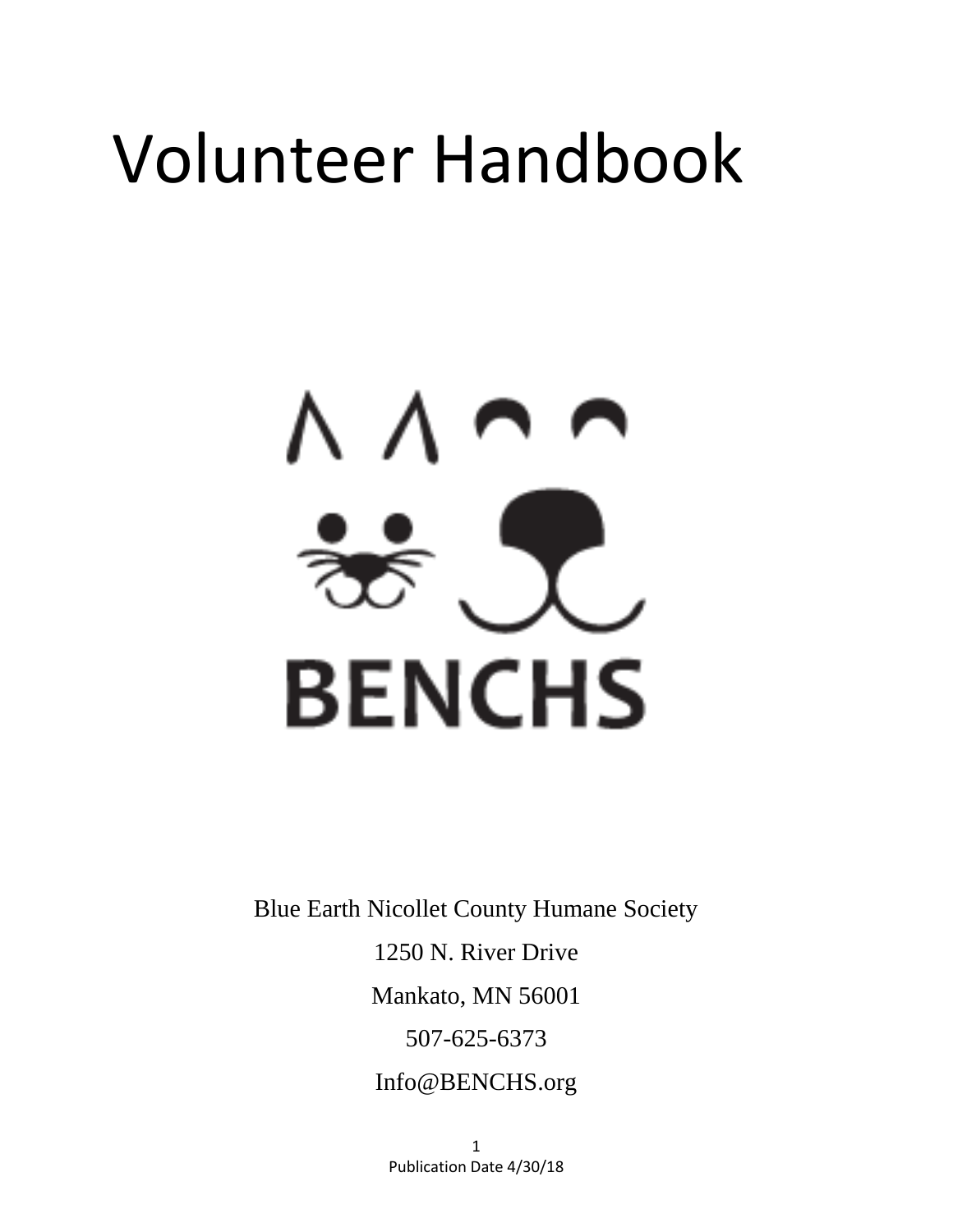# Volunteer Handbook

BENCHS

Blue Earth Nicollet County Humane Society

1250 N. River Drive

Mankato, MN 56001

507-625-6373

Info@BENCHS.org

Publication Date 4/30/18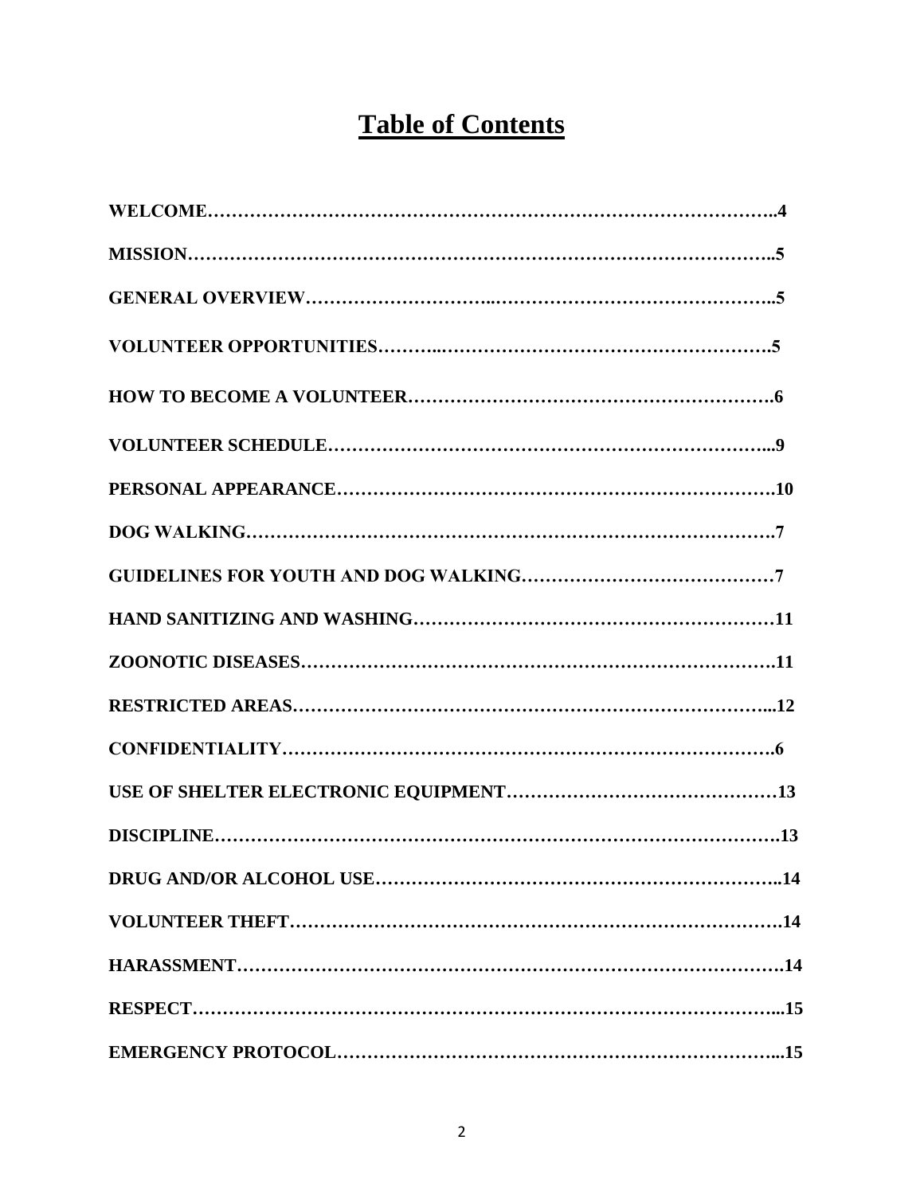# Table of Contents

**WELCOME……………………………………………………………………………………..4**

**MISSION………………………………………………………………………………………..5**

**GENERAL OVERVIEW…………………………..………………………………………..5**

**VOLUNTEER OPPORTUNITIES………..…………………………………………….5**

**HOW TO BECOME A VOLUNTEER………………………………………………….6**

**VOLUNTEER SCHEDULE……………………………………………………………...9**

**PERSONAL APPEARANCE…………………………………………………………….10**

**DOG WALKING…………………………………………………………………………….7**

**GUIDELINES FOR YOUTH AND DOG WALKING……………………………………7**

**HAND SANITIZING AND WASHING……………………………………………………11**

**ZOONOTIC DISEASES……………………………………………………………………….11**

**RESTRICTED AREAS………………………………………………………………...12**

**CONFIDENTIALITY…………………………………………………………………….6**

**USE OF SHELTER ELECTRONIC EQUIPMENT……………………………………13**

**DISCIPLINE………………………………………………………………………………….13**

**DRUG AND/OR ALCOHOL USE…………………………………………………………..14**

**VOLUNTEER THEFT…………………………………………………………………….14**

**HARASSMENT…………………………………………………………………………….14**

**RESPECT…………………………………………………………………………………...15**

**EMERGENCY PROTOCOL……………………………………………………………...15**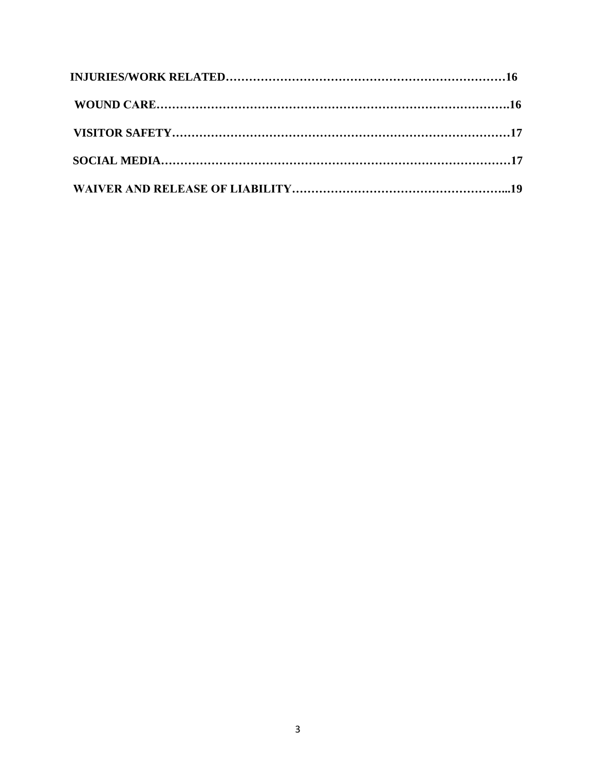**INJURIES/WORK RELATED……………………………………………………………………16**

**WOUND CARE……………………………………………………………………………….16**

**VISITOR SAFETY……………………………………………………………………………17**

**SOCIAL MEDIA……………………………………………………………………………17**

**WAIVER AND RELEASE OF LIABILITY………………………………………………...19**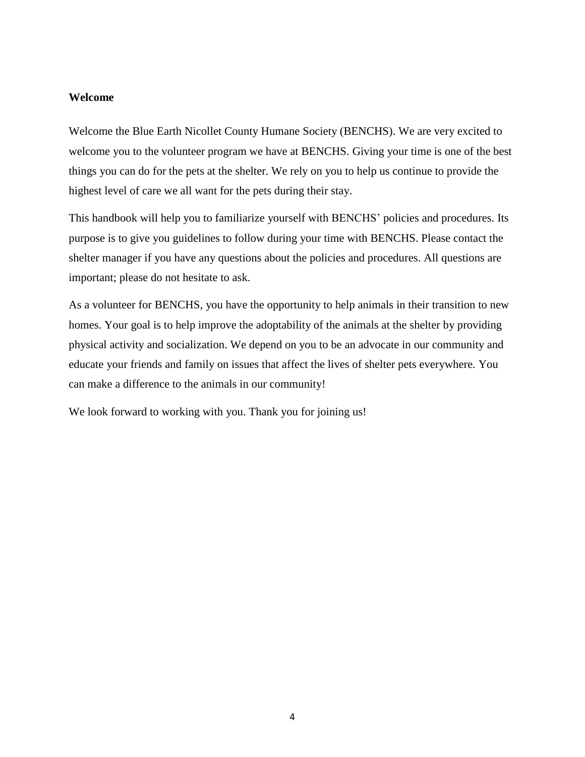## Welcome

Welcome the Blue Earth Nicollet County Humane Society (BENCHS). We are very excited to welcome you to the volunteer program we have at BENCHS. Giving your time is one of the best things you can do for the pets at the shelter. We rely on you to help us continue to provide the highest level of care we all want for the pets during their stay.

This handbook will help you to familiarize yourself with BENCHS' policies and procedures. Its purpose is to give you guidelines to follow during your time with BENCHS. Please contact the shelter manager if you have any questions about the policies and procedures. All questions are important; please do not hesitate to ask.

As a volunteer for BENCHS, you have the opportunity to help animals in their transition to new homes. Your goal is to help improve the adoptability of the animals at the shelter by providing physical activity and socialization. We depend on you to be an advocate in our community and educate your friends and family on issues that affect the lives of shelter pets everywhere. You can make a difference to the animals in our community!

We look forward to working with you. Thank you for joining us!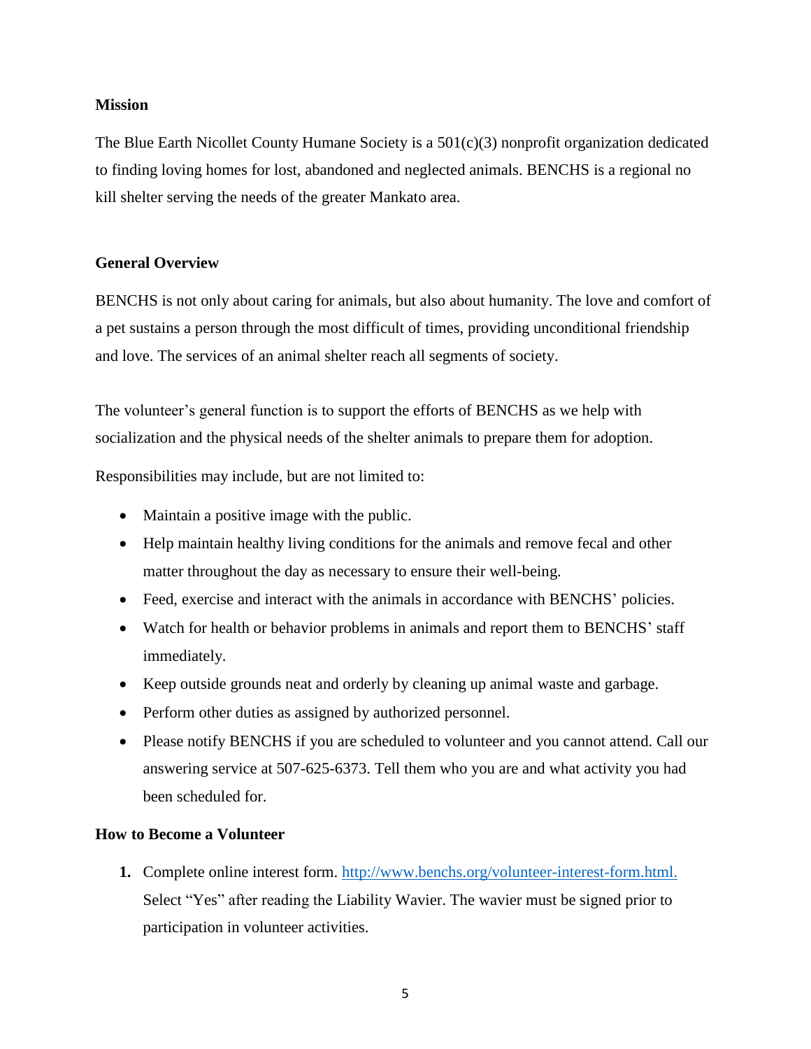**Mission**

The Blue Earth Nicollet County Humane Society is a 501(c)(3) nonprofit organization dedicated to finding loving homes for lost, abandoned and neglected animals. BENCHS is a regional no kill shelter serving the needs of the greater Mankato area.

**General Overview**

BENCHS is not only about caring for animals, but also about humanity. The love and comfort of a pet sustains a person through the most difficult of times, providing unconditional friendship and love. The services of an animal shelter reach all segments of society.

The volunteer's general function is to support the efforts of BENCHS as we help with socialization and the physical needs of the shelter animals to prepare them for adoption.

Responsibilities may include, but are not limited to:

- Maintain a positive image with the public.
- Help maintain healthy living conditions for the animals and remove fecal and other matter throughout the day as necessary to ensure their well-being.
- Feed, exercise and interact with the animals in accordance with BENCHS' policies.
- Watch for health or behavior problems in animals and report them to BENCHS' staff immediately.
- Keep outside grounds neat and orderly by cleaning up animal waste and garbage.
- Perform other duties as assigned by authorized personnel.
- Please notify BENCHS if you are scheduled to volunteer and you cannot attend. Call our answering service at 507-625-6373. Tell them who you are and what activity you had been scheduled for.

**How to Become a Volunteer**

1. Complete online interest form. [http://www.benchs.org/volunteer-interest-form.html.](http://www.benchs.org/volunteer-interest-form.html) Select "Yes" after reading the Liability Wavier. The wavier must be signed prior to participation in volunteer activities.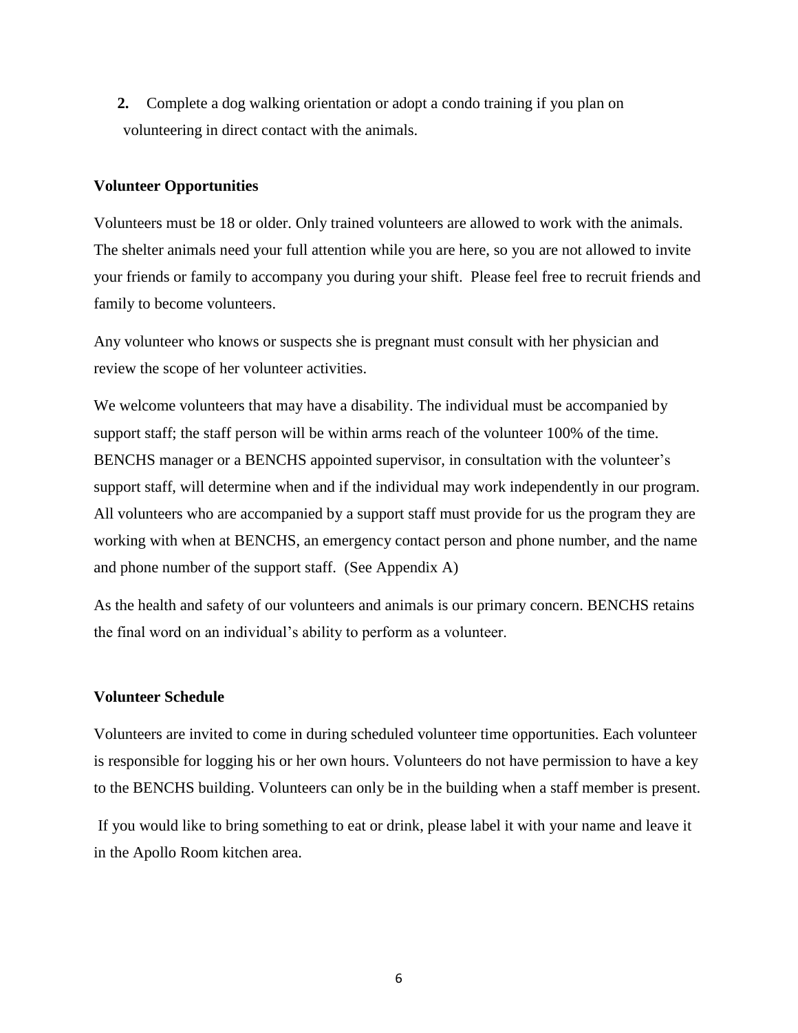2. Complete a dog walking orientation or adopt a condo training if you plan on volunteering in direct contact with the animals.

**Volunteer Opportunities**

Volunteers must be 18 or older. Only trained volunteers are allowed to work with the animals. The shelter animals need your full attention while you are here, so you are not allowed to invite your friends or family to accompany you during your shift. Please feel free to recruit friends and family to become volunteers.

Any volunteer who knows or suspects she is pregnant must consult with her physician and review the scope of her volunteer activities.

We welcome volunteers that may have a disability. The individual must be accompanied by support staff; the staff person will be within arms reach of the volunteer 100% of the time. BENCHS manager or a BENCHS appointed supervisor, in consultation with the volunteer's support staff, will determine when and if the individual may work independently in our program. All volunteers who are accompanied by a support staff must provide for us the program they are working with when at BENCHS, an emergency contact person and phone number, and the name and phone number of the support staff. (See Appendix A)

As the health and safety of our volunteers and animals is our primary concern. BENCHS retains the final word on an individual's ability to perform as a volunteer.

**Volunteer Schedule**

Volunteers are invited to come in during scheduled volunteer time opportunities. Each volunteer is responsible for logging his or her own hours. Volunteers do not have permission to have a key to the BENCHS building. Volunteers can only be in the building when a staff member is present.

If you would like to bring something to eat or drink, please label it with your name and leave it in the Apollo Room kitchen area.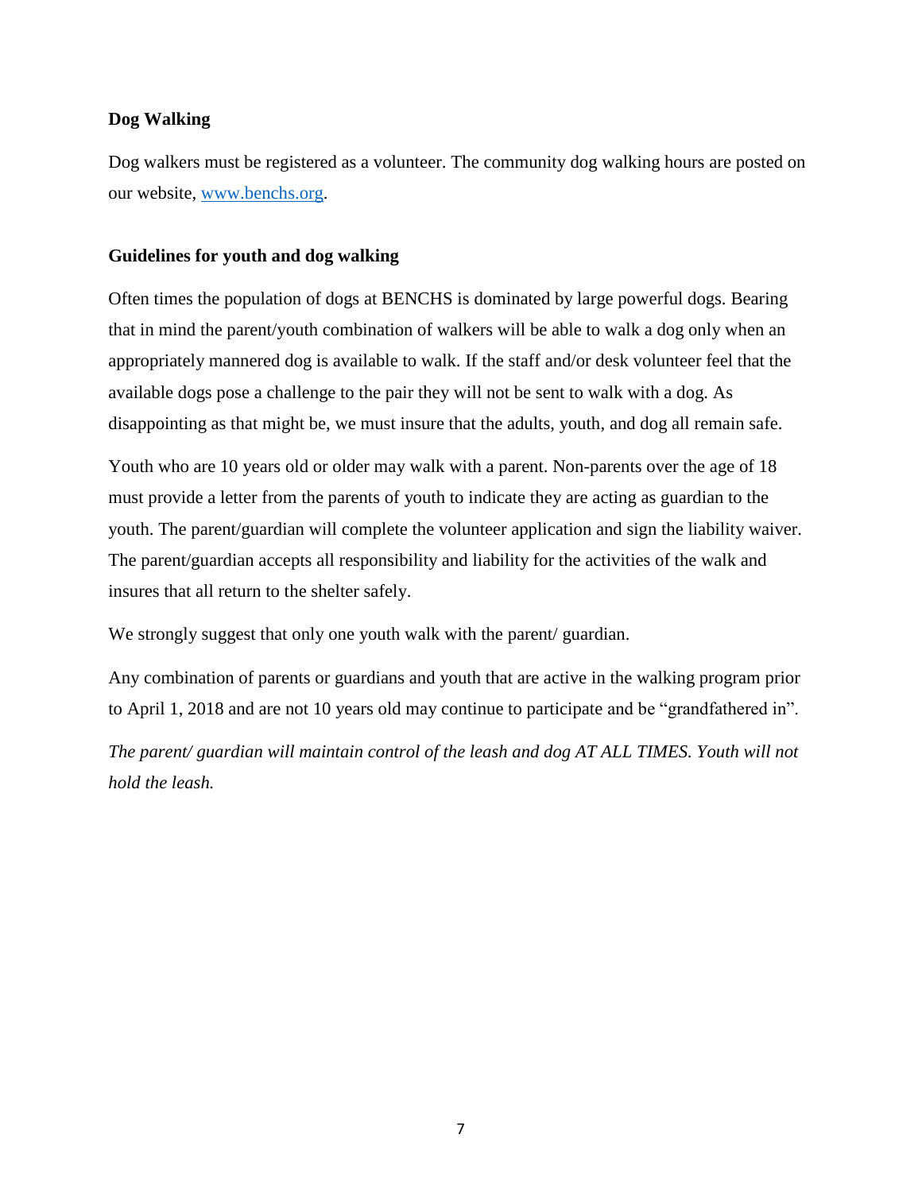**Dog Walking**

Dog walkers must be registered as a volunteer. The community dog walking hours are posted on our website, [www.benchs.org](http://www.benchs.org).

**Guidelines for youth and dog walking**

Often times the population of dogs at BENCHS is dominated by large powerful dogs. Bearing that in mind the parent/youth combination of walkers will be able to walk a dog only when an appropriately mannered dog is available to walk. If the staff and/or desk volunteer feel that the available dogs pose a challenge to the pair they will not be sent to walk with a dog. As disappointing as that might be, we must insure that the adults, youth, and dog all remain safe.

Youth who are 10 years old or older may walk with a parent. Non-parents over the age of 18 must provide a letter from the parents of youth to indicate they are acting as guardian to the youth. The parent/guardian will complete the volunteer application and sign the liability waiver. The parent/guardian accepts all responsibility and liability for the activities of the walk and insures that all return to the shelter safely.

We strongly suggest that only one youth walk with the parent/ guardian.

Any combination of parents or guardians and youth that are active in the walking program prior to April 1, 2018 and are not 10 years old may continue to participate and be "grandfathered in".

*The parent/ guardian will maintain control of the leash and dog AT ALL TIMES. Youth will not hold the leash.*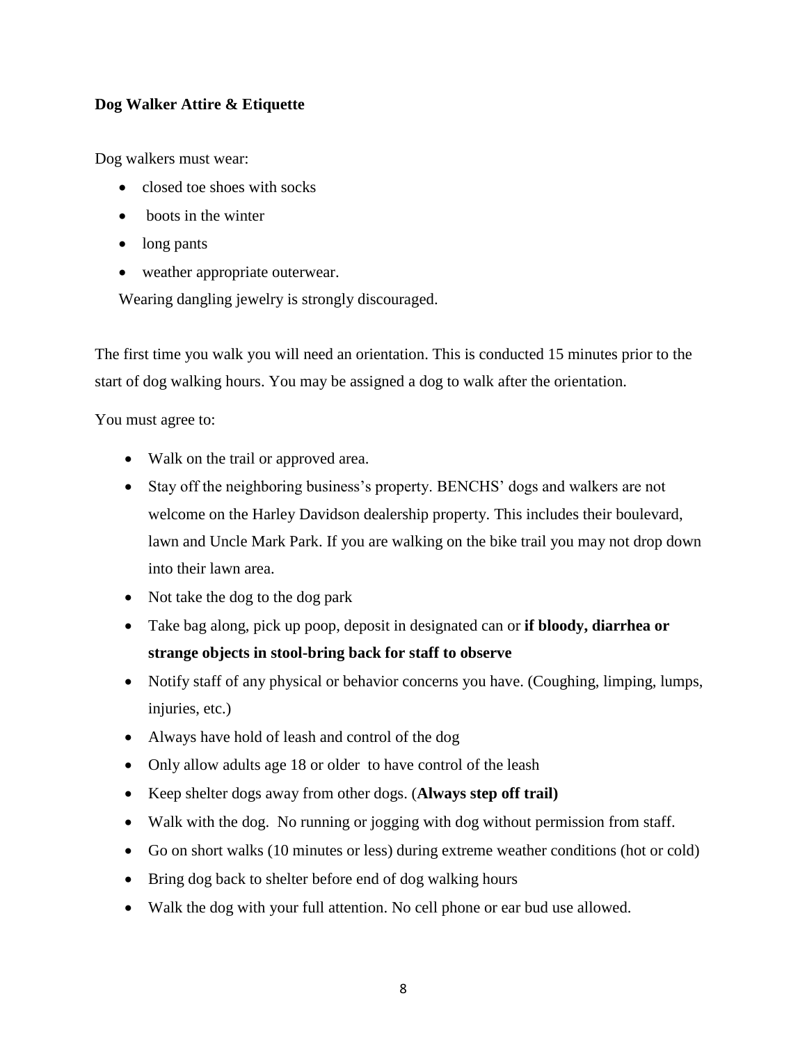**Dog Walker Attire & Etiquette**

Dog walkers must wear:

- closed toe shoes with socks
- boots in the winter
- long pants
- weather appropriate outerwear.

Wearing dangling jewelry is strongly discouraged.

The first time you walk you will need an orientation. This is conducted 15 minutes prior to the start of dog walking hours. You may be assigned a dog to walk after the orientation.

You must agree to:

- Walk on the trail or approved area.
- Stay off the neighboring business's property. BENCHS' dogs and walkers are not welcome on the Harley Davidson dealership property. This includes their boulevard, lawn and Uncle Mark Park. If you are walking on the bike trail you may not drop down into their lawn area.
- Not take the dog to the dog park
- Take bag along, pick up poop, deposit in designated can or **if bloody, diarrhea or strange objects in stool-bring back for staff to observe**
- Notify staff of any physical or behavior concerns you have. (Coughing, limping, lumps, injuries, etc.)
- Always have hold of leash and control of the dog
- Only allow adults age 18 or older to have control of the leash
- Keep shelter dogs away from other dogs. (**Always step off trail)**
- Walk with the dog. No running or jogging with dog without permission from staff.
- Go on short walks (10 minutes or less) during extreme weather conditions (hot or cold)
- Bring dog back to shelter before end of dog walking hours
- Walk the dog with your full attention. No cell phone or ear bud use allowed.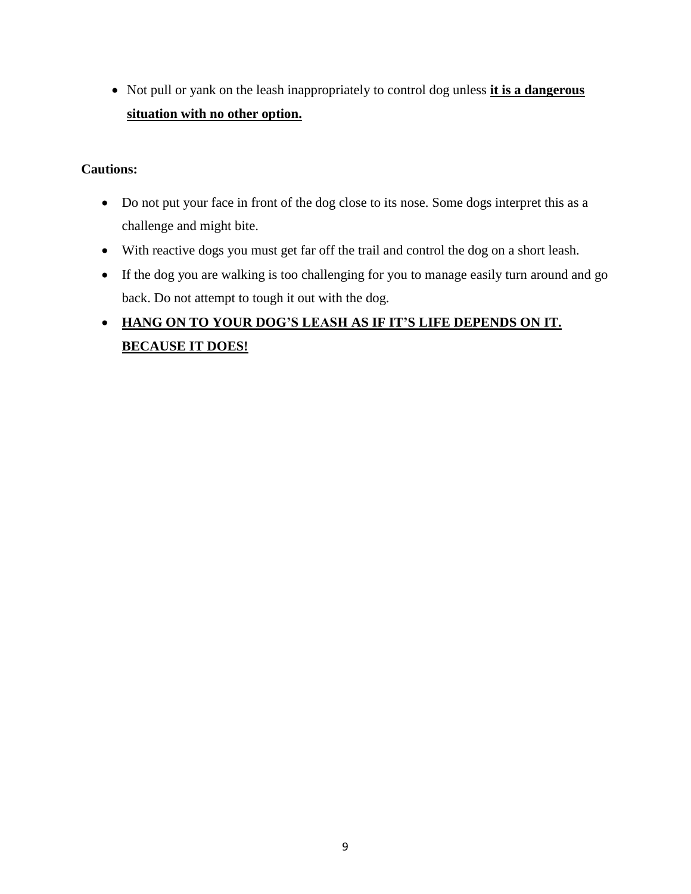- Not pull or yank on the leash inappropriately to control dog unless **<u>it is a dangerous situation with no other option.</u>**

**Cautions:**

- Do not put your face in front of the dog close to its nose. Some dogs interpret this as a challenge and might bite.
- With reactive dogs you must get far off the trail and control the dog on a short leash.
- If the dog you are walking is too challenging for you to manage easily turn around and go back. Do not attempt to tough it out with the dog.
- **<u>HANG ON TO YOUR DOG'S LEASH AS IF IT'S LIFE DEPENDS ON IT. BECAUSE IT DOES!</u>**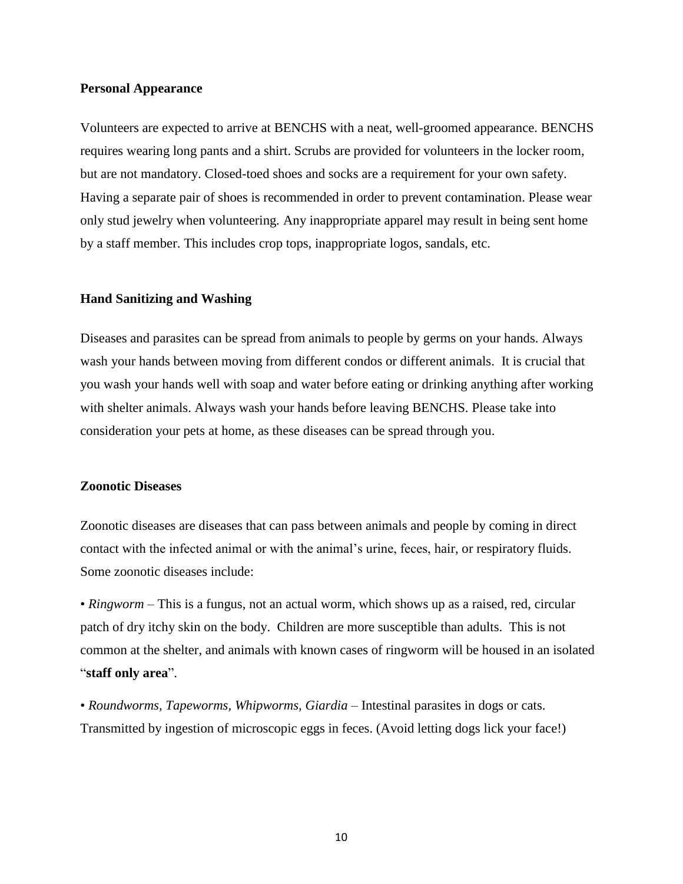### Personal Appearance

Volunteers are expected to arrive at BENCHS with a neat, well-groomed appearance. BENCHS requires wearing long pants and a shirt. Scrubs are provided for volunteers in the locker room, but are not mandatory. Closed-toed shoes and socks are a requirement for your own safety. Having a separate pair of shoes is recommended in order to prevent contamination. Please wear only stud jewelry when volunteering. Any inappropriate apparel may result in being sent home by a staff member. This includes crop tops, inappropriate logos, sandals, etc.

### Hand Sanitizing and Washing

Diseases and parasites can be spread from animals to people by germs on your hands. Always wash your hands between moving from different condos or different animals. It is crucial that you wash your hands well with soap and water before eating or drinking anything after working with shelter animals. Always wash your hands before leaving BENCHS. Please take into consideration your pets at home, as these diseases can be spread through you.

### Zoonotic Diseases

Zoonotic diseases are diseases that can pass between animals and people by coming in direct contact with the infected animal or with the animal's urine, feces, hair, or respiratory fluids. Some zoonotic diseases include:

- *Ringworm* – This is a fungus, not an actual worm, which shows up as a raised, red, circular patch of dry itchy skin on the body. Children are more susceptible than adults. This is not common at the shelter, and animals with known cases of ringworm will be housed in an isolated "**staff only area**".
- *Roundworms, Tapeworms, Whipworms, Giardia* – Intestinal parasites in dogs or cats. Transmitted by ingestion of microscopic eggs in feces. (Avoid letting dogs lick your face!)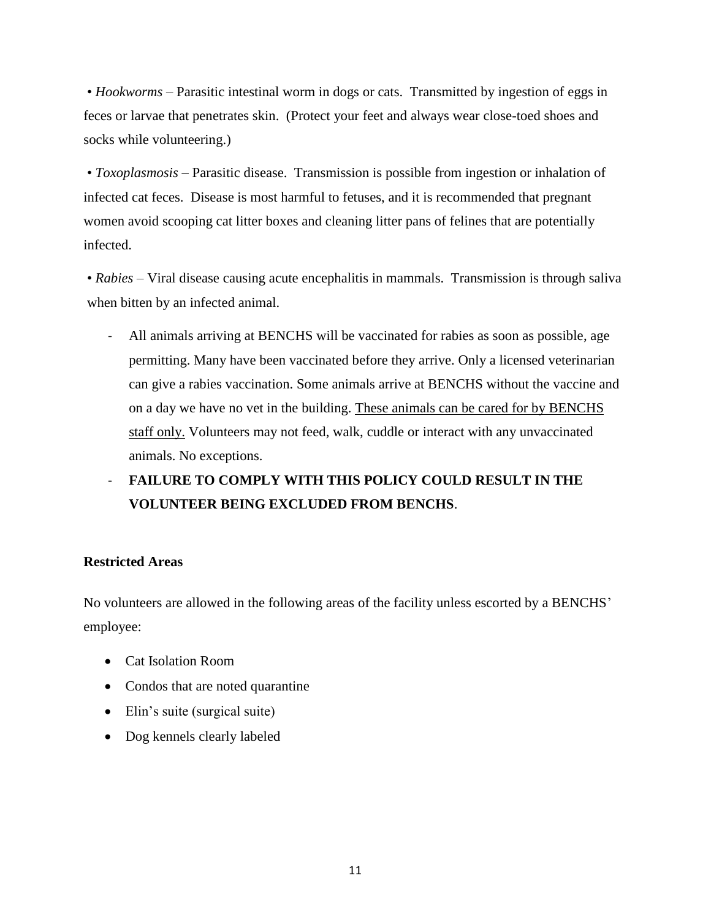• *Hookworms* – Parasitic intestinal worm in dogs or cats. Transmitted by ingestion of eggs in feces or larvae that penetrates skin. (Protect your feet and always wear close-toed shoes and socks while volunteering.)

• *Toxoplasmosis* – Parasitic disease. Transmission is possible from ingestion or inhalation of infected cat feces. Disease is most harmful to fetuses, and it is recommended that pregnant women avoid scooping cat litter boxes and cleaning litter pans of felines that are potentially infected.

• *Rabies* – Viral disease causing acute encephalitis in mammals. Transmission is through saliva when bitten by an infected animal.

- All animals arriving at BENCHS will be vaccinated for rabies as soon as possible, age permitting. Many have been vaccinated before they arrive. Only a licensed veterinarian can give a rabies vaccination. Some animals arrive at BENCHS without the vaccine and on a day we have no vet in the building. <u>These animals can be cared for by BENCHS staff only.</u> Volunteers may not feed, walk, cuddle or interact with any unvaccinated animals. No exceptions.
- **FAILURE TO COMPLY WITH THIS POLICY COULD RESULT IN THE VOLUNTEER BEING EXCLUDED FROM BENCHS**.

**Restricted Areas**

No volunteers are allowed in the following areas of the facility unless escorted by a BENCHS' employee:

- Cat Isolation Room
- Condos that are noted quarantine
- Elin's suite (surgical suite)
- Dog kennels clearly labeled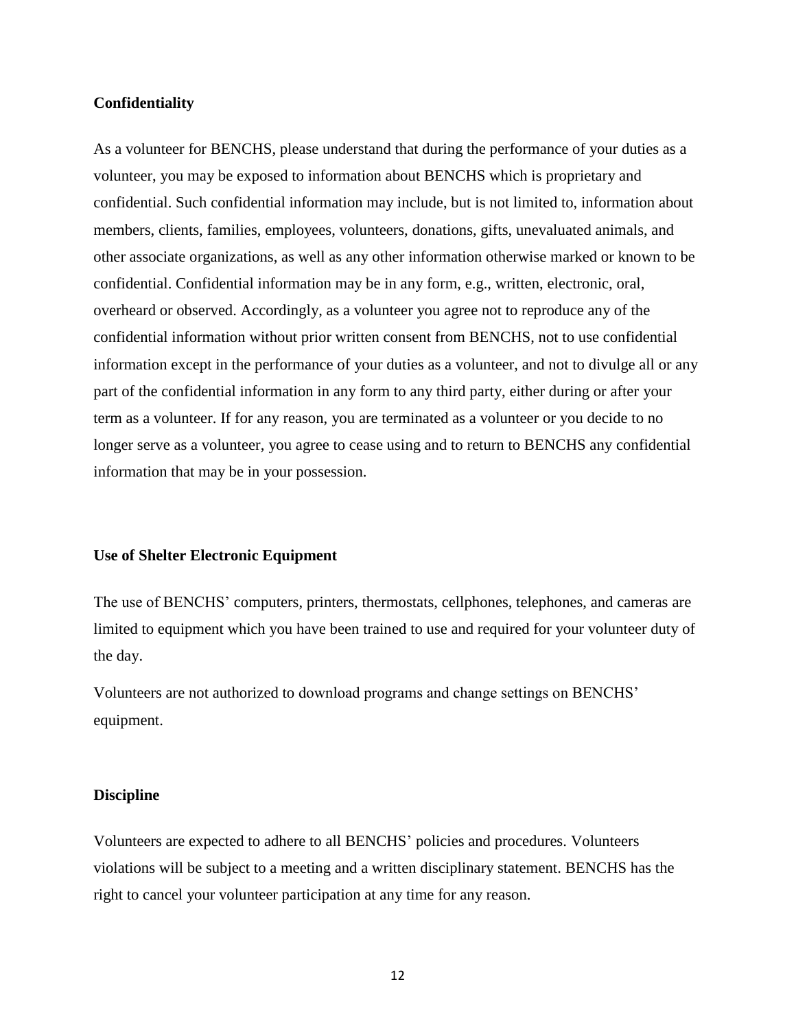## Confidentiality

As a volunteer for BENCHS, please understand that during the performance of your duties as a volunteer, you may be exposed to information about BENCHS which is proprietary and confidential. Such confidential information may include, but is not limited to, information about members, clients, families, employees, volunteers, donations, gifts, unevaluated animals, and other associate organizations, as well as any other information otherwise marked or known to be confidential. Confidential information may be in any form, e.g., written, electronic, oral, overheard or observed. Accordingly, as a volunteer you agree not to reproduce any of the confidential information without prior written consent from BENCHS, not to use confidential information except in the performance of your duties as a volunteer, and not to divulge all or any part of the confidential information in any form to any third party, either during or after your term as a volunteer. If for any reason, you are terminated as a volunteer or you decide to no longer serve as a volunteer, you agree to cease using and to return to BENCHS any confidential information that may be in your possession.

## Use of Shelter Electronic Equipment

The use of BENCHS' computers, printers, thermostats, cellphones, telephones, and cameras are limited to equipment which you have been trained to use and required for your volunteer duty of the day.

Volunteers are not authorized to download programs and change settings on BENCHS' equipment.

## Discipline

Volunteers are expected to adhere to all BENCHS' policies and procedures. Volunteers violations will be subject to a meeting and a written disciplinary statement. BENCHS has the right to cancel your volunteer participation at any time for any reason.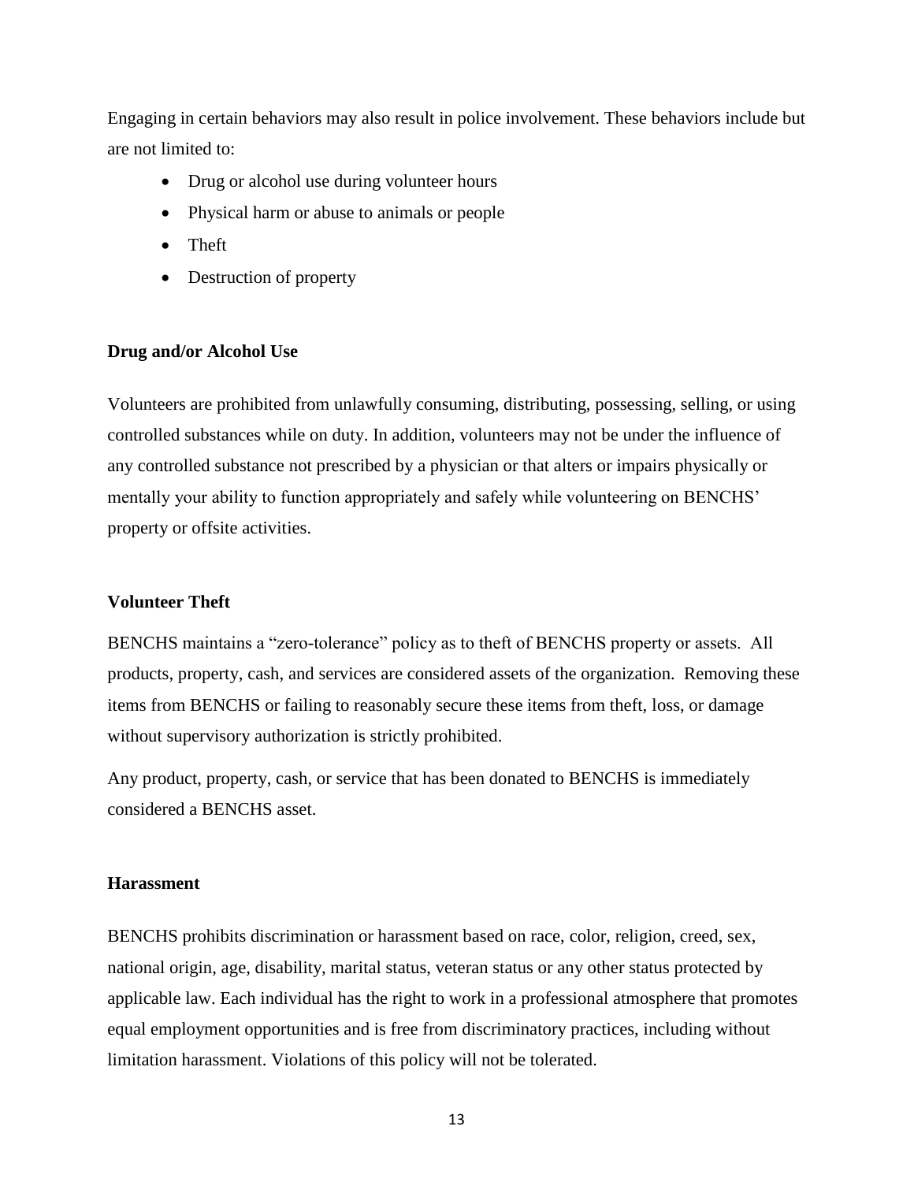Engaging in certain behaviors may also result in police involvement. These behaviors include but are not limited to:

- Drug or alcohol use during volunteer hours
- Physical harm or abuse to animals or people
- Theft
- Destruction of property

**Drug and/or Alcohol Use**

Volunteers are prohibited from unlawfully consuming, distributing, possessing, selling, or using controlled substances while on duty. In addition, volunteers may not be under the influence of any controlled substance not prescribed by a physician or that alters or impairs physically or mentally your ability to function appropriately and safely while volunteering on BENCHS' property or offsite activities.

**Volunteer Theft**

BENCHS maintains a "zero-tolerance" policy as to theft of BENCHS property or assets. All products, property, cash, and services are considered assets of the organization. Removing these items from BENCHS or failing to reasonably secure these items from theft, loss, or damage without supervisory authorization is strictly prohibited.

Any product, property, cash, or service that has been donated to BENCHS is immediately considered a BENCHS asset.

**Harassment**

BENCHS prohibits discrimination or harassment based on race, color, religion, creed, sex, national origin, age, disability, marital status, veteran status or any other status protected by applicable law. Each individual has the right to work in a professional atmosphere that promotes equal employment opportunities and is free from discriminatory practices, including without limitation harassment. Violations of this policy will not be tolerated.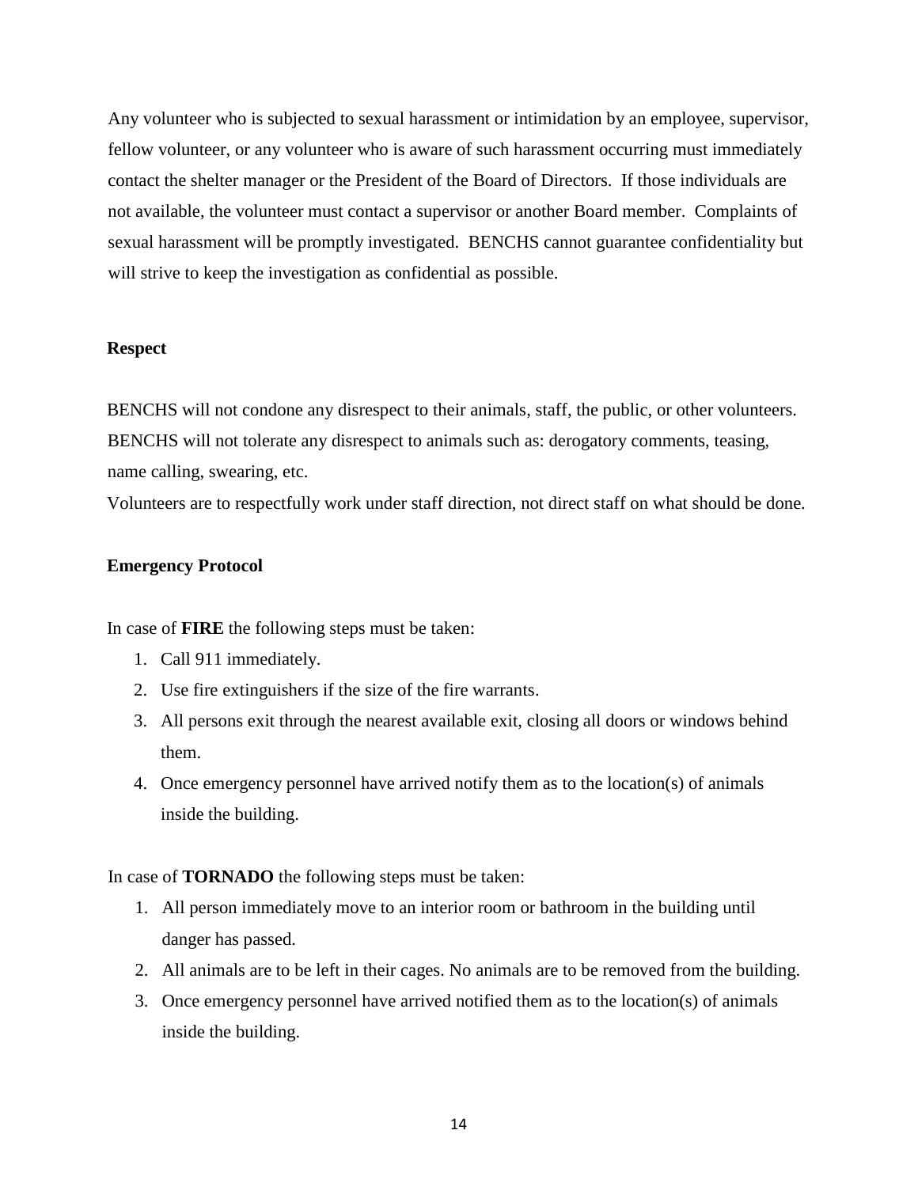Any volunteer who is subjected to sexual harassment or intimidation by an employee, supervisor, fellow volunteer, or any volunteer who is aware of such harassment occurring must immediately contact the shelter manager or the President of the Board of Directors. If those individuals are not available, the volunteer must contact a supervisor or another Board member. Complaints of sexual harassment will be promptly investigated. BENCHS cannot guarantee confidentiality but will strive to keep the investigation as confidential as possible.

**Respect**

BENCHS will not condone any disrespect to their animals, staff, the public, or other volunteers. BENCHS will not tolerate any disrespect to animals such as: derogatory comments, teasing, name calling, swearing, etc.
Volunteers are to respectfully work under staff direction, not direct staff on what should be done.

**Emergency Protocol**

In case of **FIRE** the following steps must be taken:

1. Call 911 immediately.
2. Use fire extinguishers if the size of the fire warrants.
3. All persons exit through the nearest available exit, closing all doors or windows behind them.
4. Once emergency personnel have arrived notify them as to the location(s) of animals inside the building.

In case of **TORNADO** the following steps must be taken:

1. All person immediately move to an interior room or bathroom in the building until danger has passed.
2. All animals are to be left in their cages. No animals are to be removed from the building.
3. Once emergency personnel have arrived notified them as to the location(s) of animals inside the building.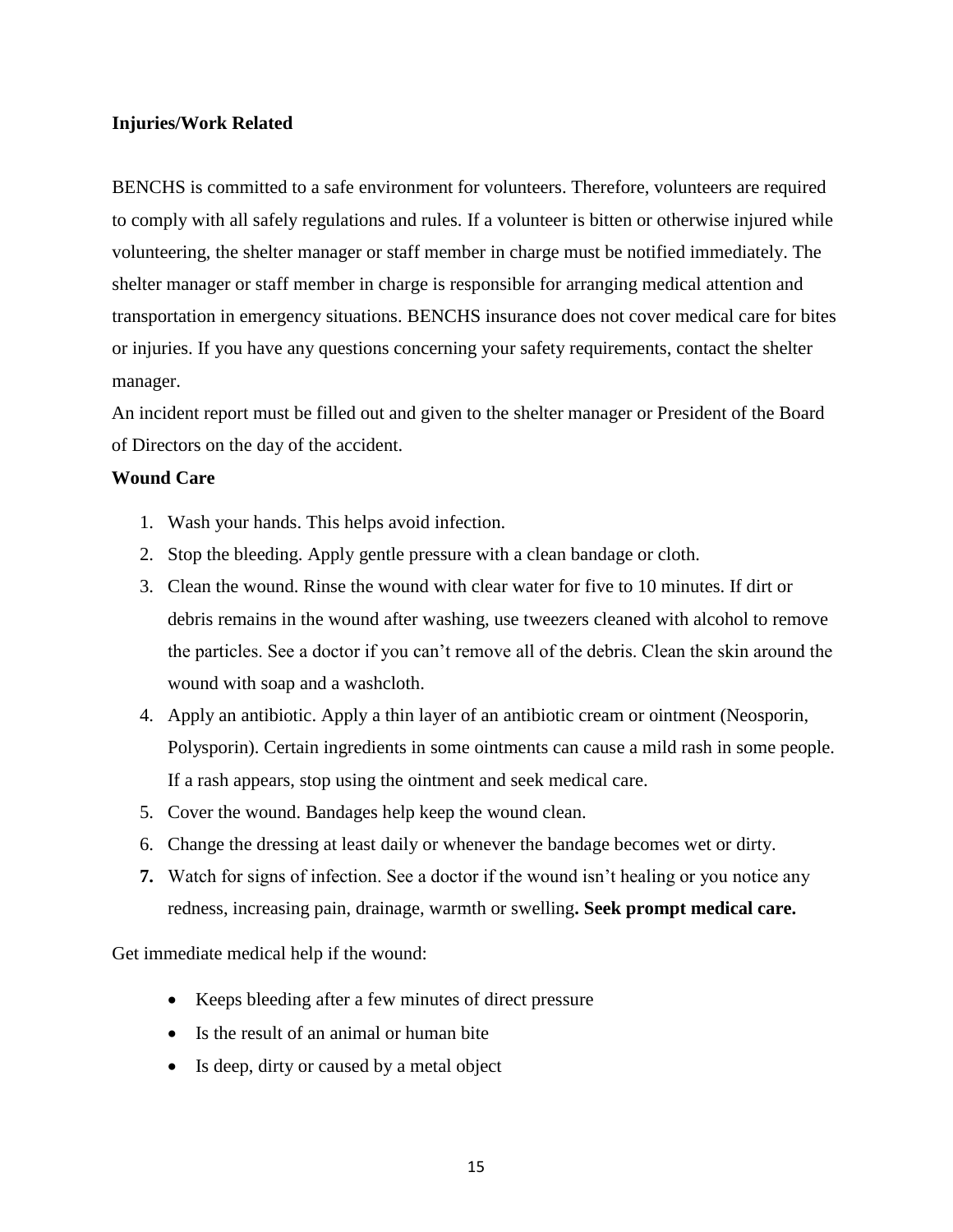**Injuries/Work Related**

BENCHS is committed to a safe environment for volunteers. Therefore, volunteers are required to comply with all safely regulations and rules. If a volunteer is bitten or otherwise injured while volunteering, the shelter manager or staff member in charge must be notified immediately. The shelter manager or staff member in charge is responsible for arranging medical attention and transportation in emergency situations. BENCHS insurance does not cover medical care for bites or injuries. If you have any questions concerning your safety requirements, contact the shelter manager.

An incident report must be filled out and given to the shelter manager or President of the Board of Directors on the day of the accident.

**Wound Care**

1. Wash your hands. This helps avoid infection.
2. Stop the bleeding. Apply gentle pressure with a clean bandage or cloth.
3. Clean the wound. Rinse the wound with clear water for five to 10 minutes. If dirt or debris remains in the wound after washing, use tweezers cleaned with alcohol to remove the particles. See a doctor if you can't remove all of the debris. Clean the skin around the wound with soap and a washcloth.
4. Apply an antibiotic. Apply a thin layer of an antibiotic cream or ointment (Neosporin, Polysporin). Certain ingredients in some ointments can cause a mild rash in some people. If a rash appears, stop using the ointment and seek medical care.
5. Cover the wound. Bandages help keep the wound clean.
6. Change the dressing at least daily or whenever the bandage becomes wet or dirty.
7. Watch for signs of infection. See a doctor if the wound isn't healing or you notice any redness, increasing pain, drainage, warmth or swelling**. Seek prompt medical care.**

Get immediate medical help if the wound:

- Keeps bleeding after a few minutes of direct pressure
- Is the result of an animal or human bite
- Is deep, dirty or caused by a metal object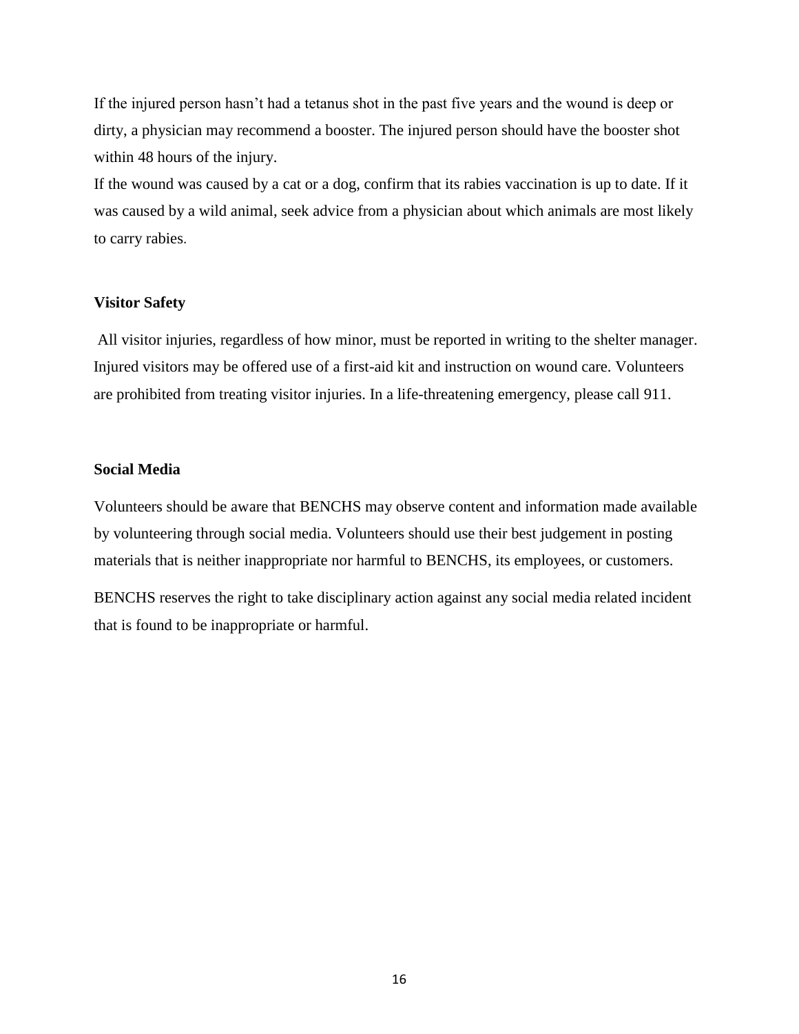If the injured person hasn't had a tetanus shot in the past five years and the wound is deep or dirty, a physician may recommend a booster. The injured person should have the booster shot within 48 hours of the injury.

If the wound was caused by a cat or a dog, confirm that its rabies vaccination is up to date. If it was caused by a wild animal, seek advice from a physician about which animals are most likely to carry rabies.

**Visitor Safety**

All visitor injuries, regardless of how minor, must be reported in writing to the shelter manager. Injured visitors may be offered use of a first-aid kit and instruction on wound care. Volunteers are prohibited from treating visitor injuries. In a life-threatening emergency, please call 911.

**Social Media**

Volunteers should be aware that BENCHS may observe content and information made available by volunteering through social media. Volunteers should use their best judgement in posting materials that is neither inappropriate nor harmful to BENCHS, its employees, or customers.

BENCHS reserves the right to take disciplinary action against any social media related incident that is found to be inappropriate or harmful.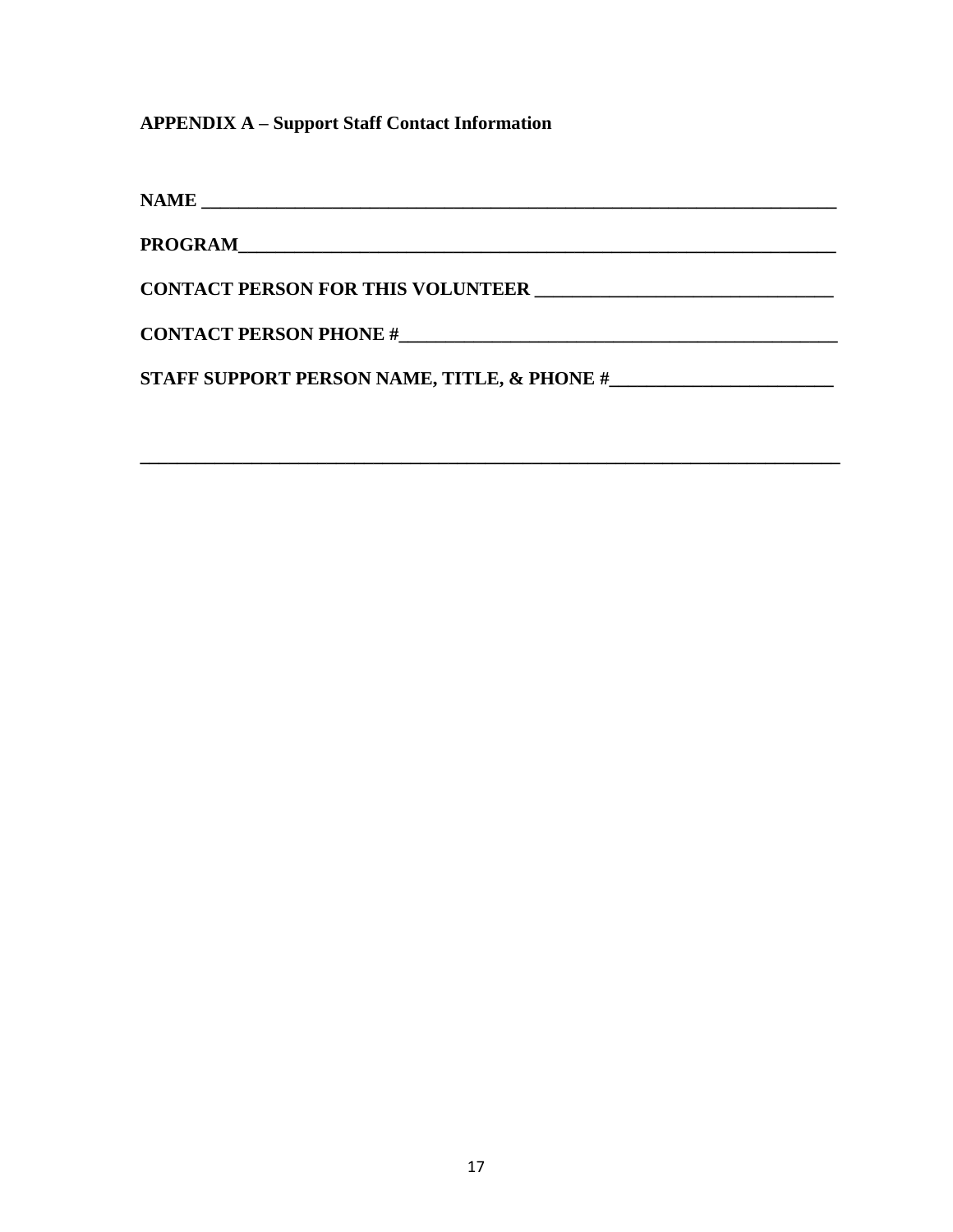**APPENDIX A – Support Staff Contact Information**

**NAME ________________________________________________________________________**

**PROGRAM_____________________________________________________________________**

**CONTACT PERSON FOR THIS VOLUNTEER ______________________________**

**CONTACT PERSON PHONE #_____________________________________________**

**STAFF SUPPORT PERSON NAME, TITLE, & PHONE #_______________________**

**________________________________________________________________________________**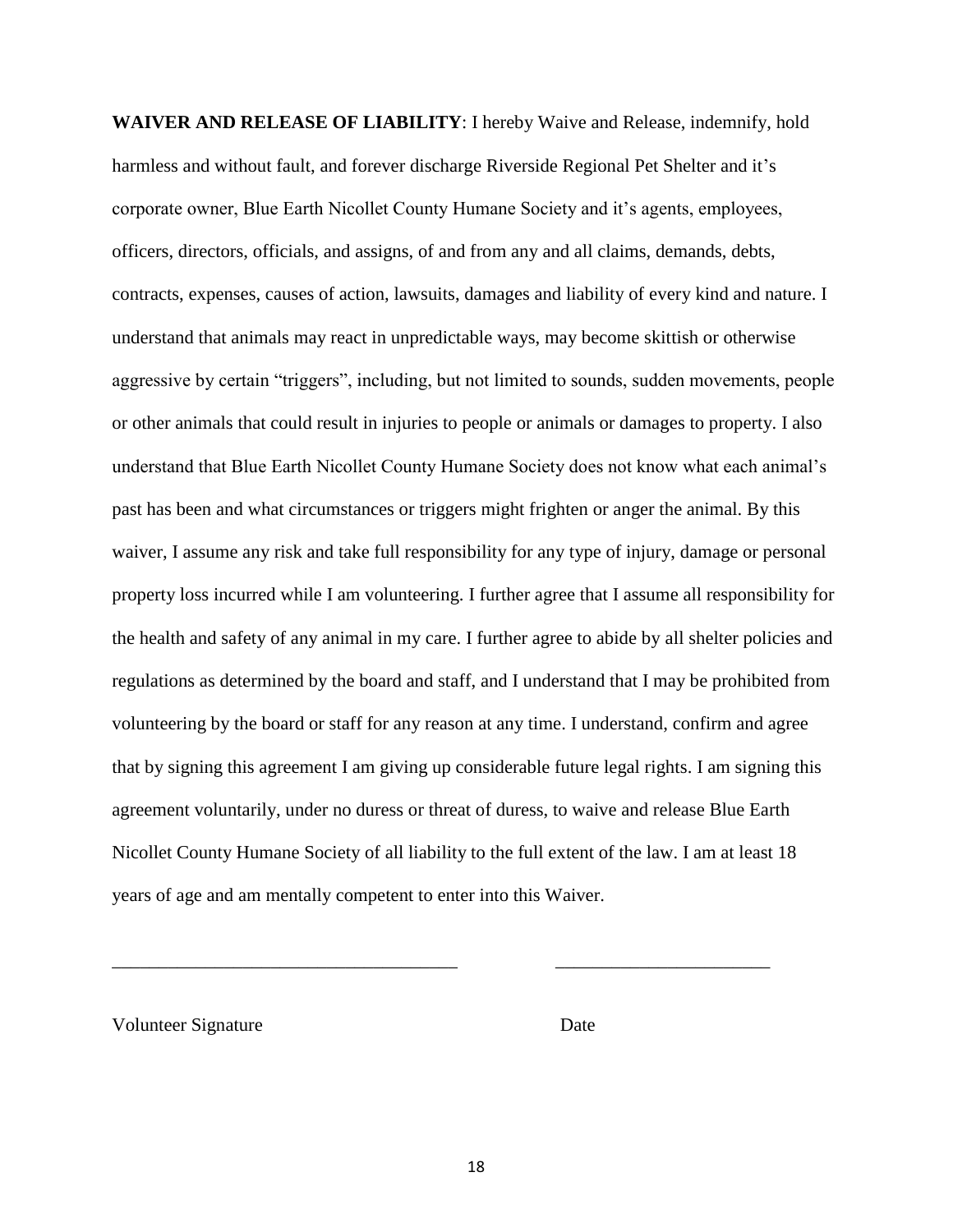**WAIVER AND RELEASE OF LIABILITY**: I hereby Waive and Release, indemnify, hold harmless and without fault, and forever discharge Riverside Regional Pet Shelter and it's corporate owner, Blue Earth Nicollet County Humane Society and it's agents, employees, officers, directors, officials, and assigns, of and from any and all claims, demands, debts, contracts, expenses, causes of action, lawsuits, damages and liability of every kind and nature. I understand that animals may react in unpredictable ways, may become skittish or otherwise aggressive by certain "triggers", including, but not limited to sounds, sudden movements, people or other animals that could result in injuries to people or animals or damages to property. I also understand that Blue Earth Nicollet County Humane Society does not know what each animal's past has been and what circumstances or triggers might frighten or anger the animal. By this waiver, I assume any risk and take full responsibility for any type of injury, damage or personal property loss incurred while I am volunteering. I further agree that I assume all responsibility for the health and safety of any animal in my care. I further agree to abide by all shelter policies and regulations as determined by the board and staff, and I understand that I may be prohibited from volunteering by the board or staff for any reason at any time. I understand, confirm and agree that by signing this agreement I am giving up considerable future legal rights. I am signing this agreement voluntarily, under no duress or threat of duress, to waive and release Blue Earth Nicollet County Humane Society of all liability to the full extent of the law. I am at least 18 years of age and am mentally competent to enter into this Waiver.

_____________________________________ &nbsp;&nbsp;&nbsp;&nbsp;&nbsp;&nbsp;&nbsp;&nbsp; _______________________

Volunteer Signature &nbsp;&nbsp;&nbsp;&nbsp;&nbsp;&nbsp;&nbsp;&nbsp;&nbsp;&nbsp;&nbsp;&nbsp;&nbsp;&nbsp;&nbsp;&nbsp;&nbsp;&nbsp;&nbsp;&nbsp;&nbsp;&nbsp;&nbsp;&nbsp;&nbsp;&nbsp;&nbsp;&nbsp;&nbsp;&nbsp;&nbsp;&nbsp;&nbsp;&nbsp;&nbsp;&nbsp;&nbsp;&nbsp;&nbsp;&nbsp; Date